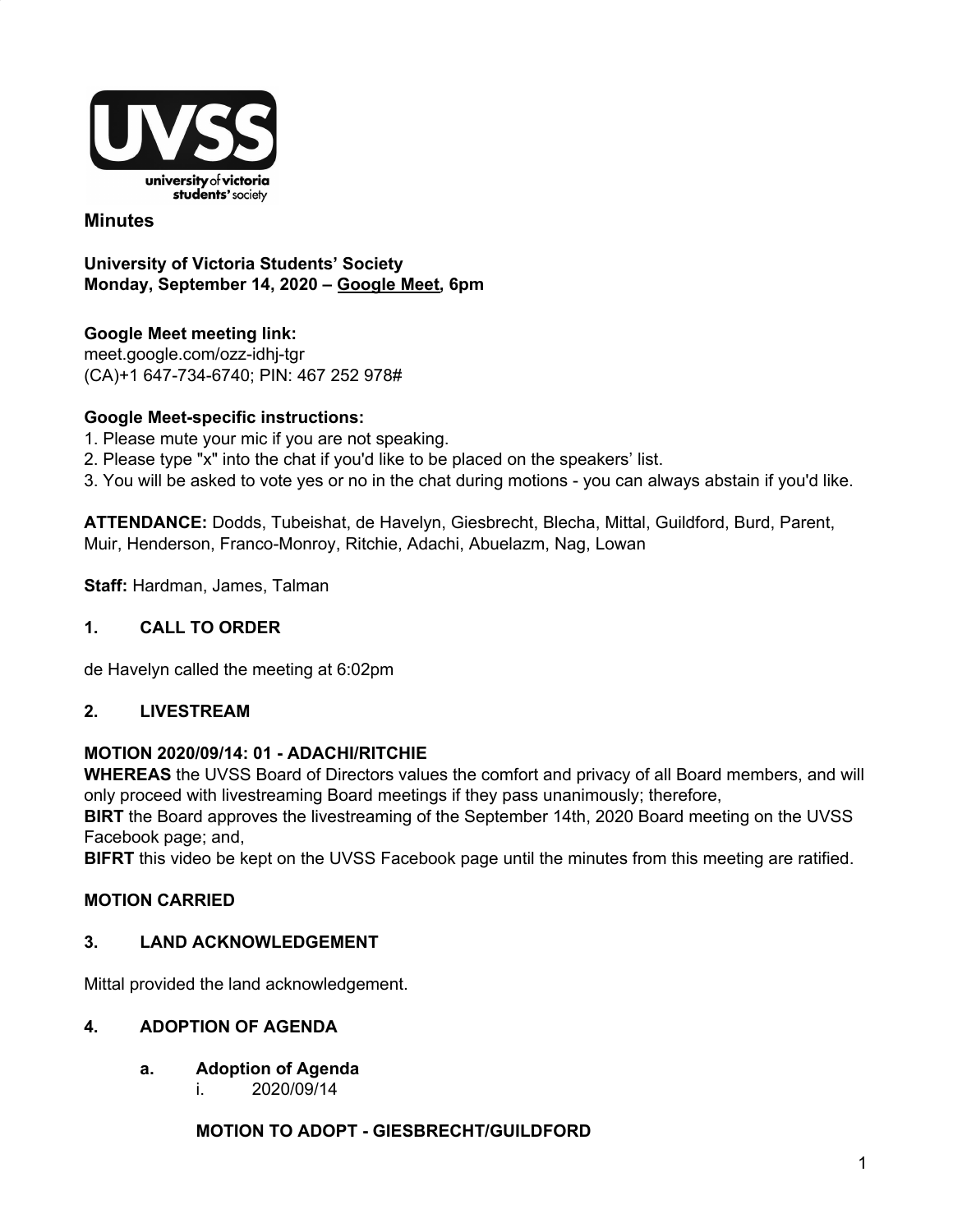**Minutes**

**University of Victoria Students' Society**
**Monday, September 14, 2020 – Google Meet, 6pm**

**Google Meet meeting link:**
meet.google.com/ozz-idhj-tgr
(CA)+1 647-734-6740; PIN: 467 252 978#

**Google Meet-specific instructions:**
1. Please mute your mic if you are not speaking.
2. Please type "x" into the chat if you'd like to be placed on the speakers' list.
3. You will be asked to vote yes or no in the chat during motions - you can always abstain if you'd like.

**ATTENDANCE:** Dodds, Tubeishat, de Havelyn, Giesbrecht, Blecha, Mittal, Guildford, Burd, Parent, Muir, Henderson, Franco-Monroy, Ritchie, Adachi, Abuelazm, Nag, Lowan

**Staff:** Hardman, James, Talman

## 1. CALL TO ORDER

de Havelyn called the meeting at 6:02pm

## 2. LIVESTREAM

**MOTION 2020/09/14: 01 - ADACHI/RITCHIE**
**WHEREAS** the UVSS Board of Directors values the comfort and privacy of all Board members, and will only proceed with livestreaming Board meetings if they pass unanimously; therefore,
**BIRT** the Board approves the livestreaming of the September 14th, 2020 Board meeting on the UVSS Facebook page; and,
**BIFRT** this video be kept on the UVSS Facebook page until the minutes from this meeting are ratified.

**MOTION CARRIED**

## 3. LAND ACKNOWLEDGEMENT

Mittal provided the land acknowledgement.

## 4. ADOPTION OF AGENDA

### a. Adoption of Agenda
i. 2020/09/14

**MOTION TO ADOPT - GIESBRECHT/GUILDFORD**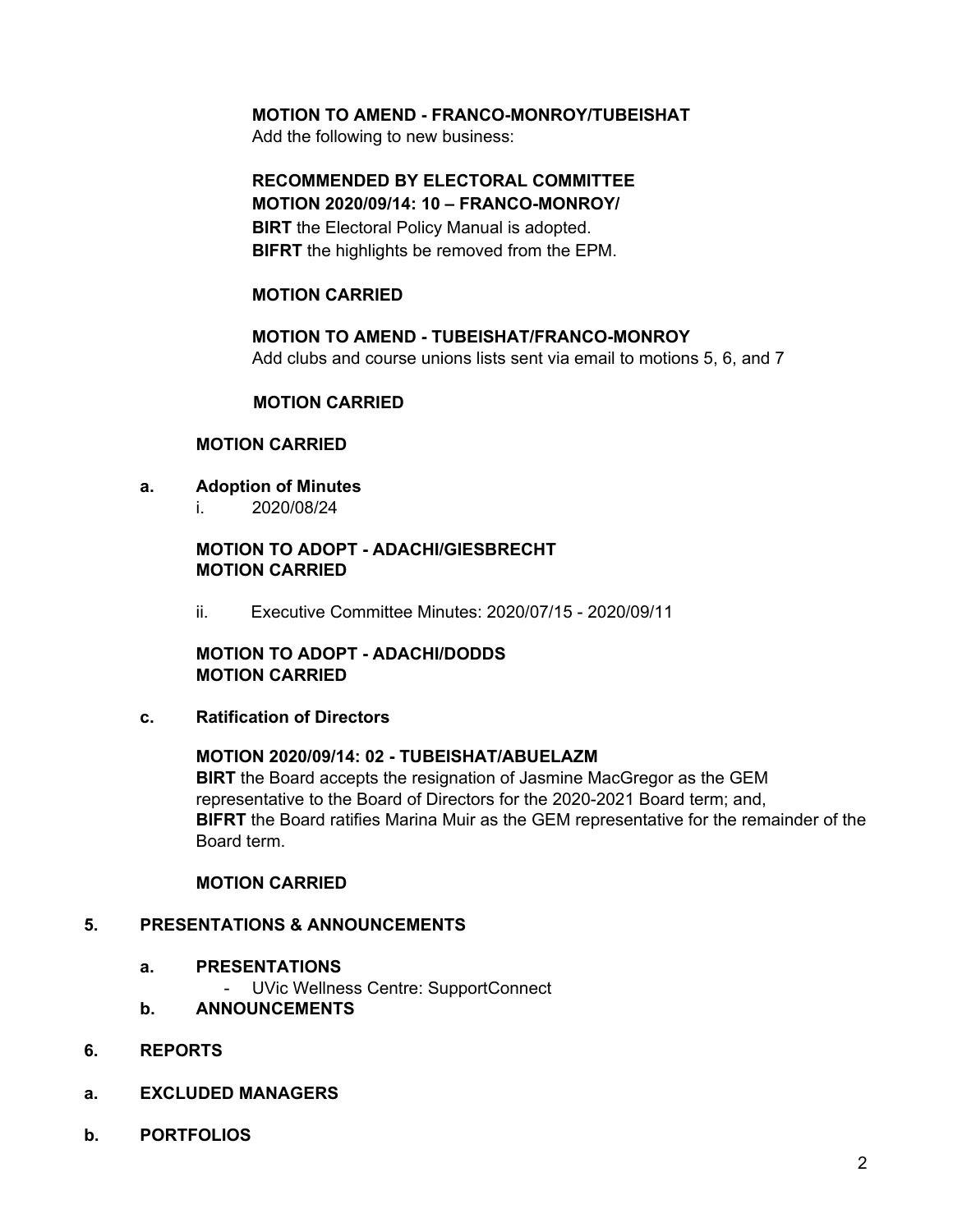**MOTION TO AMEND - FRANCO-MONROY/TUBEISHAT**
Add the following to new business:

**RECOMMENDED BY ELECTORAL COMMITTEE**
**MOTION 2020/09/14: 10 – FRANCO-MONROY/**
**BIRT** the Electoral Policy Manual is adopted.
**BIFRT** the highlights be removed from the EPM.

**MOTION CARRIED**

**MOTION TO AMEND - TUBEISHAT/FRANCO-MONROY**
Add clubs and course unions lists sent via email to motions 5, 6, and 7

**MOTION CARRIED**

**MOTION CARRIED**

**a. Adoption of Minutes**

i. 2020/08/24

**MOTION TO ADOPT - ADACHI/GIESBRECHT**
**MOTION CARRIED**

ii. Executive Committee Minutes: 2020/07/15 - 2020/09/11

**MOTION TO ADOPT - ADACHI/DODDS**
**MOTION CARRIED**

**c. Ratification of Directors**

**MOTION 2020/09/14: 02 - TUBEISHAT/ABUELAZM**
**BIRT** the Board accepts the resignation of Jasmine MacGregor as the GEM representative to the Board of Directors for the 2020-2021 Board term; and,
**BIFRT** the Board ratifies Marina Muir as the GEM representative for the remainder of the Board term.

**MOTION CARRIED**

## 5. PRESENTATIONS & ANNOUNCEMENTS

**a. PRESENTATIONS**

- UVic Wellness Centre: SupportConnect

**b. ANNOUNCEMENTS**

## 6. REPORTS

**a. EXCLUDED MANAGERS**

**b. PORTFOLIOS**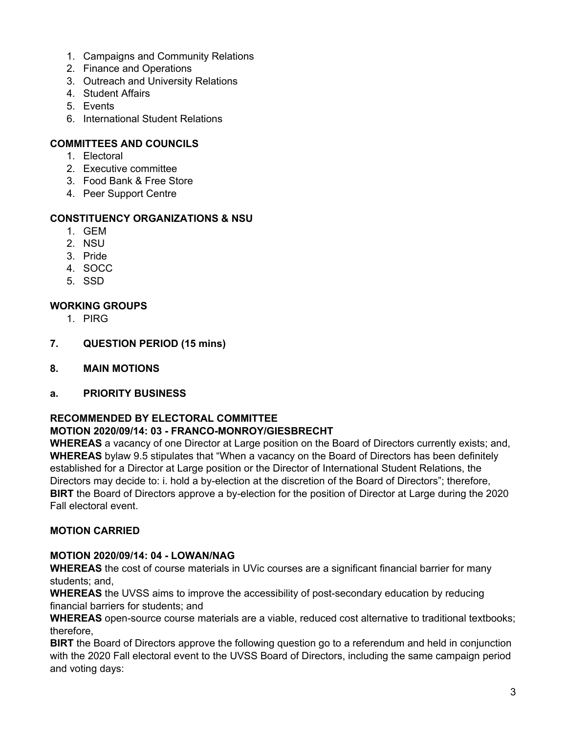1. Campaigns and Community Relations
2. Finance and Operations
3. Outreach and University Relations
4. Student Affairs
5. Events
6. International Student Relations

**COMMITTEES AND COUNCILS**

1. Electoral
2. Executive committee
3. Food Bank & Free Store
4. Peer Support Centre

**CONSTITUENCY ORGANIZATIONS & NSU**

1. GEM
2. NSU
3. Pride
4. SOCC
5. SSD

**WORKING GROUPS**

1. PIRG

**7. QUESTION PERIOD (15 mins)**

**8. MAIN MOTIONS**

**a. PRIORITY BUSINESS**

**RECOMMENDED BY ELECTORAL COMMITTEE**
**MOTION 2020/09/14: 03 - FRANCO-MONROY/GIESBRECHT**

**WHEREAS** a vacancy of one Director at Large position on the Board of Directors currently exists; and,
**WHEREAS** bylaw 9.5 stipulates that "When a vacancy on the Board of Directors has been definitely established for a Director at Large position or the Director of International Student Relations, the Directors may decide to: i. hold a by-election at the discretion of the Board of Directors"; therefore,
**BIRT** the Board of Directors approve a by-election for the position of Director at Large during the 2020 Fall electoral event.

**MOTION CARRIED**

**MOTION 2020/09/14: 04 - LOWAN/NAG**

**WHEREAS** the cost of course materials in UVic courses are a significant financial barrier for many students; and,
**WHEREAS** the UVSS aims to improve the accessibility of post-secondary education by reducing financial barriers for students; and
**WHEREAS** open-source course materials are a viable, reduced cost alternative to traditional textbooks; therefore,
**BIRT** the Board of Directors approve the following question go to a referendum and held in conjunction with the 2020 Fall electoral event to the UVSS Board of Directors, including the same campaign period and voting days: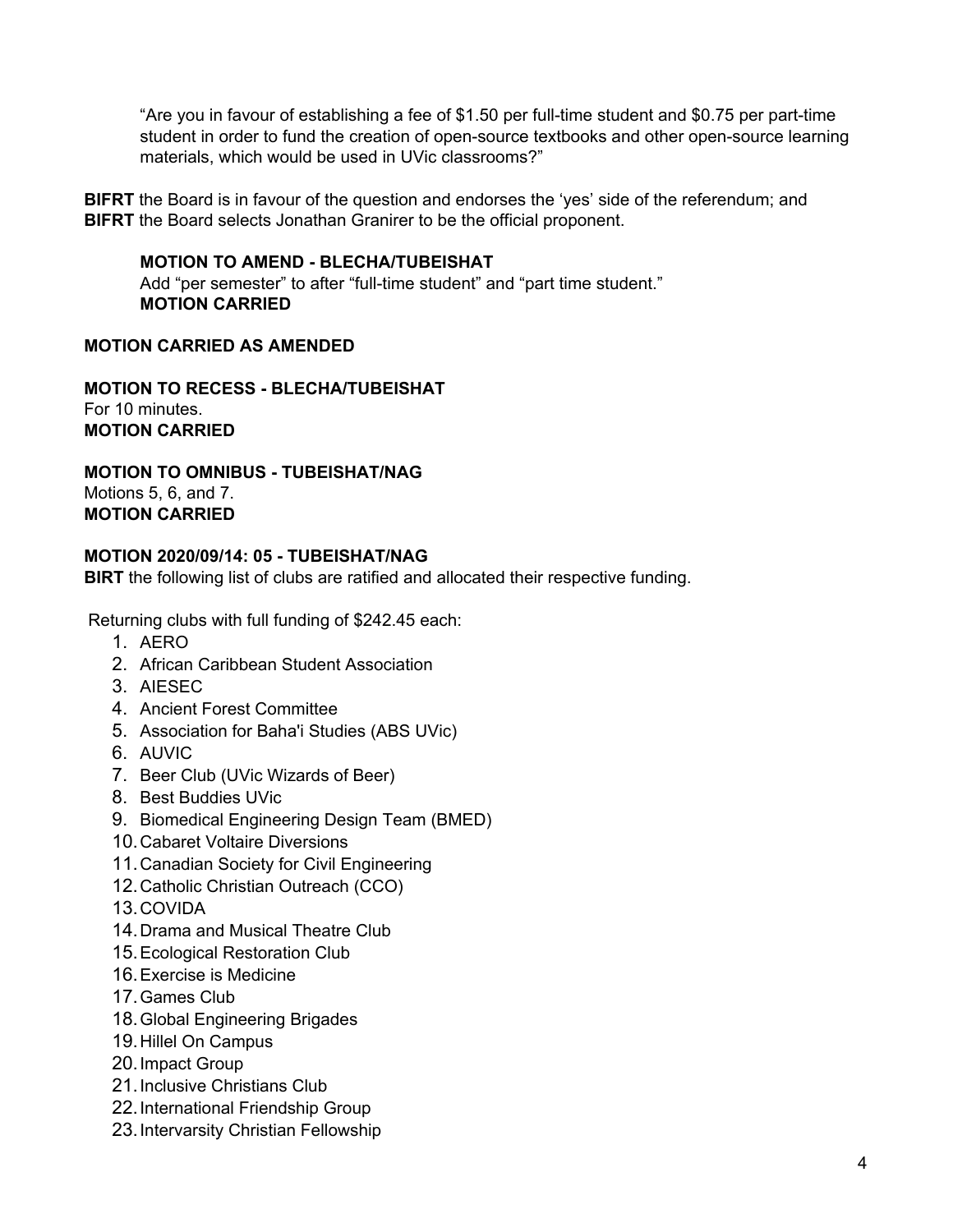"Are you in favour of establishing a fee of $1.50 per full-time student and $0.75 per part-time student in order to fund the creation of open-source textbooks and other open-source learning materials, which would be used in UVic classrooms?"

**BIFRT** the Board is in favour of the question and endorses the 'yes' side of the referendum; and
**BIFRT** the Board selects Jonathan Granirer to be the official proponent.

> **MOTION TO AMEND - BLECHA/TUBEISHAT**
> Add "per semester" to after "full-time student" and "part time student."
> **MOTION CARRIED**

**MOTION CARRIED AS AMENDED**

**MOTION TO RECESS - BLECHA/TUBEISHAT**
For 10 minutes.
**MOTION CARRIED**

**MOTION TO OMNIBUS - TUBEISHAT/NAG**
Motions 5, 6, and 7.
**MOTION CARRIED**

**MOTION 2020/09/14: 05 - TUBEISHAT/NAG**
**BIRT** the following list of clubs are ratified and allocated their respective funding.

Returning clubs with full funding of $242.45 each:

1. AERO
2. African Caribbean Student Association
3. AIESEC
4. Ancient Forest Committee
5. Association for Baha'i Studies (ABS UVic)
6. AUVIC
7. Beer Club (UVic Wizards of Beer)
8. Best Buddies UVic
9. Biomedical Engineering Design Team (BMED)
10. Cabaret Voltaire Diversions
11. Canadian Society for Civil Engineering
12. Catholic Christian Outreach (CCO)
13. COVIDA
14. Drama and Musical Theatre Club
15. Ecological Restoration Club
16. Exercise is Medicine
17. Games Club
18. Global Engineering Brigades
19. Hillel On Campus
20. Impact Group
21. Inclusive Christians Club
22. International Friendship Group
23. Intervarsity Christian Fellowship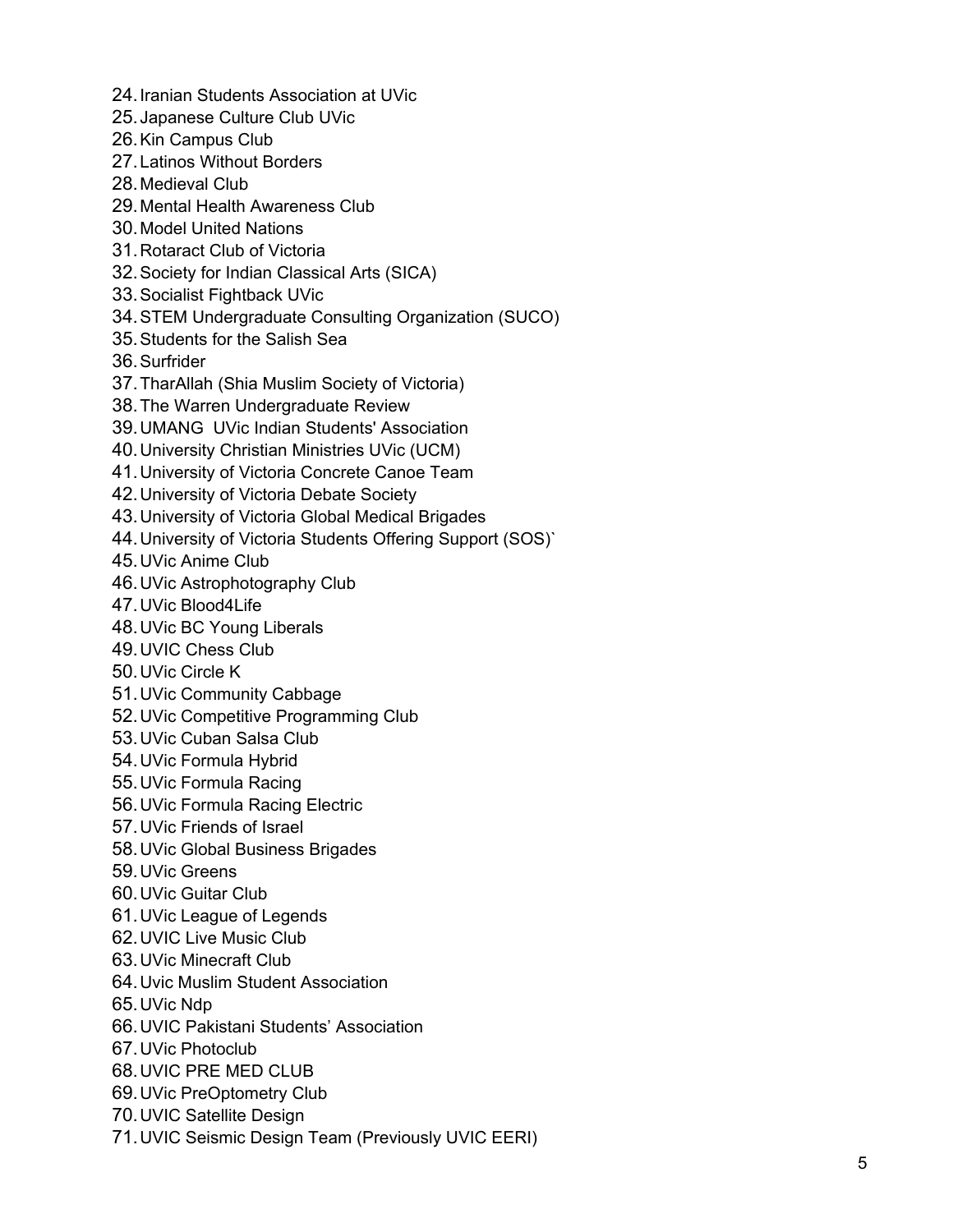24. Iranian Students Association at UVic
25. Japanese Culture Club UVic
26. Kin Campus Club
27. Latinos Without Borders
28. Medieval Club
29. Mental Health Awareness Club
30. Model United Nations
31. Rotaract Club of Victoria
32. Society for Indian Classical Arts (SICA)
33. Socialist Fightback UVic
34. STEM Undergraduate Consulting Organization (SUCO)
35. Students for the Salish Sea
36. Surfrider
37. TharAllah (Shia Muslim Society of Victoria)
38. The Warren Undergraduate Review
39. UMANG  UVic Indian Students' Association
40. University Christian Ministries UVic (UCM)
41. University of Victoria Concrete Canoe Team
42. University of Victoria Debate Society
43. University of Victoria Global Medical Brigades
44. University of Victoria Students Offering Support (SOS)`
45. UVic Anime Club
46. UVic Astrophotography Club
47. UVic Blood4Life
48. UVic BC Young Liberals
49. UVIC Chess Club
50. UVic Circle K
51. UVic Community Cabbage
52. UVic Competitive Programming Club
53. UVic Cuban Salsa Club
54. UVic Formula Hybrid
55. UVic Formula Racing
56. UVic Formula Racing Electric
57. UVic Friends of Israel
58. UVic Global Business Brigades
59. UVic Greens
60. UVic Guitar Club
61. UVic League of Legends
62. UVIC Live Music Club
63. UVic Minecraft Club
64. Uvic Muslim Student Association
65. UVic Ndp
66. UVIC Pakistani Students' Association
67. UVic Photoclub
68. UVIC PRE MED CLUB
69. UVic PreOptometry Club
70. UVIC Satellite Design
71. UVIC Seismic Design Team (Previously UVIC EERI)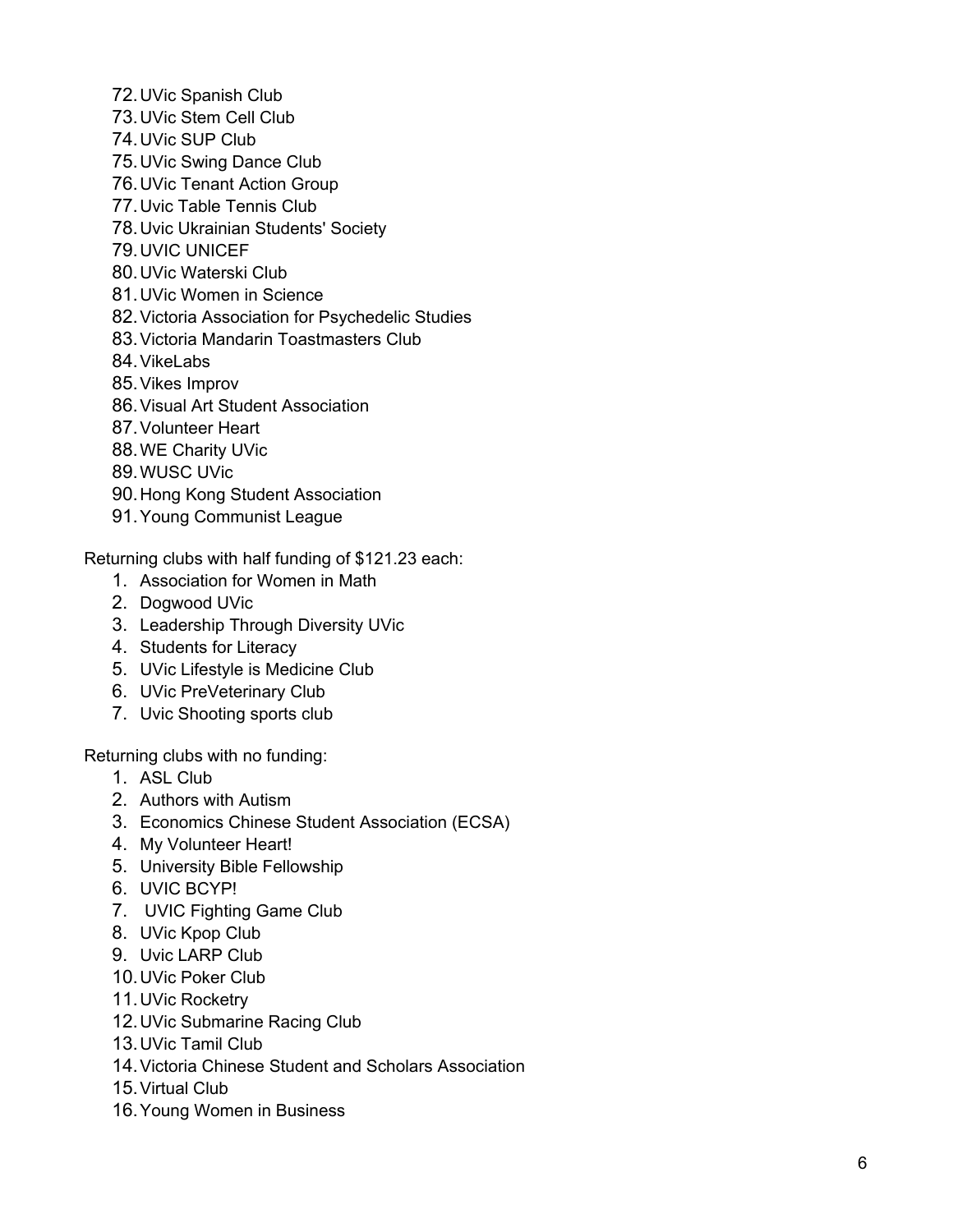72. UVic Spanish Club
73. UVic Stem Cell Club
74. UVic SUP Club
75. UVic Swing Dance Club
76. UVic Tenant Action Group
77. Uvic Table Tennis Club
78. Uvic Ukrainian Students' Society
79. UVIC UNICEF
80. UVic Waterski Club
81. UVic Women in Science
82. Victoria Association for Psychedelic Studies
83. Victoria Mandarin Toastmasters Club
84. VikeLabs
85. Vikes Improv
86. Visual Art Student Association
87. Volunteer Heart
88. WE Charity UVic
89. WUSC UVic
90. Hong Kong Student Association
91. Young Communist League

Returning clubs with half funding of $121.23 each:

1. Association for Women in Math
2. Dogwood UVic
3. Leadership Through Diversity UVic
4. Students for Literacy
5. UVic Lifestyle is Medicine Club
6. UVic PreVeterinary Club
7. Uvic Shooting sports club

Returning clubs with no funding:

1. ASL Club
2. Authors with Autism
3. Economics Chinese Student Association (ECSA)
4. My Volunteer Heart!
5. University Bible Fellowship
6. UVIC BCYP!
7. UVIC Fighting Game Club
8. UVic Kpop Club
9. Uvic LARP Club
10. UVic Poker Club
11. UVic Rocketry
12. UVic Submarine Racing Club
13. UVic Tamil Club
14. Victoria Chinese Student and Scholars Association
15. Virtual Club
16. Young Women in Business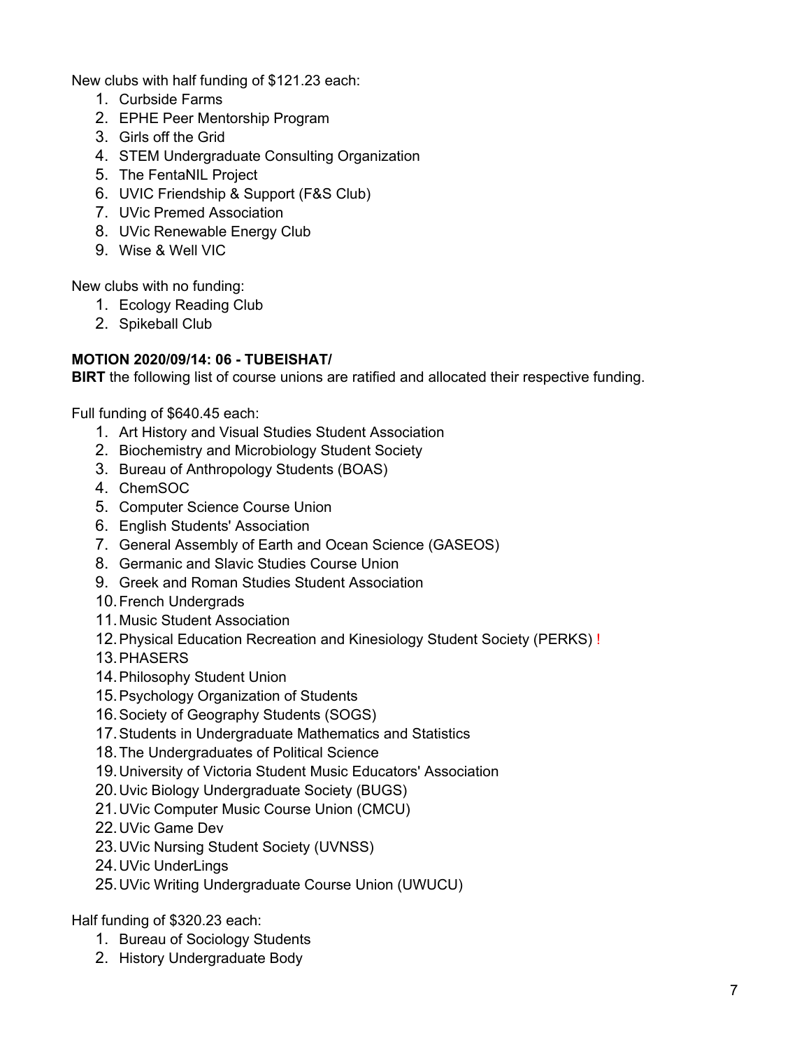New clubs with half funding of $121.23 each:

1. Curbside Farms
2. EPHE Peer Mentorship Program
3. Girls off the Grid
4. STEM Undergraduate Consulting Organization
5. The FentaNIL Project
6. UVIC Friendship & Support (F&S Club)
7. UVic Premed Association
8. UVic Renewable Energy Club
9. Wise & Well VIC

New clubs with no funding:

1. Ecology Reading Club
2. Spikeball Club

**MOTION 2020/09/14: 06 - TUBEISHAT/**
**BIRT** the following list of course unions are ratified and allocated their respective funding.

Full funding of $640.45 each:

1. Art History and Visual Studies Student Association
2. Biochemistry and Microbiology Student Society
3. Bureau of Anthropology Students (BOAS)
4. ChemSOC
5. Computer Science Course Union
6. English Students' Association
7. General Assembly of Earth and Ocean Science (GASEOS)
8. Germanic and Slavic Studies Course Union
9. Greek and Roman Studies Student Association
10. French Undergrads
11. Music Student Association
12. Physical Education Recreation and Kinesiology Student Society (PERKS) !
13. PHASERS
14. Philosophy Student Union
15. Psychology Organization of Students
16. Society of Geography Students (SOGS)
17. Students in Undergraduate Mathematics and Statistics
18. The Undergraduates of Political Science
19. University of Victoria Student Music Educators' Association
20. Uvic Biology Undergraduate Society (BUGS)
21. UVic Computer Music Course Union (CMCU)
22. UVic Game Dev
23. UVic Nursing Student Society (UVNSS)
24. UVic UnderLings
25. UVic Writing Undergraduate Course Union (UWUCU)

Half funding of $320.23 each:

1. Bureau of Sociology Students
2. History Undergraduate Body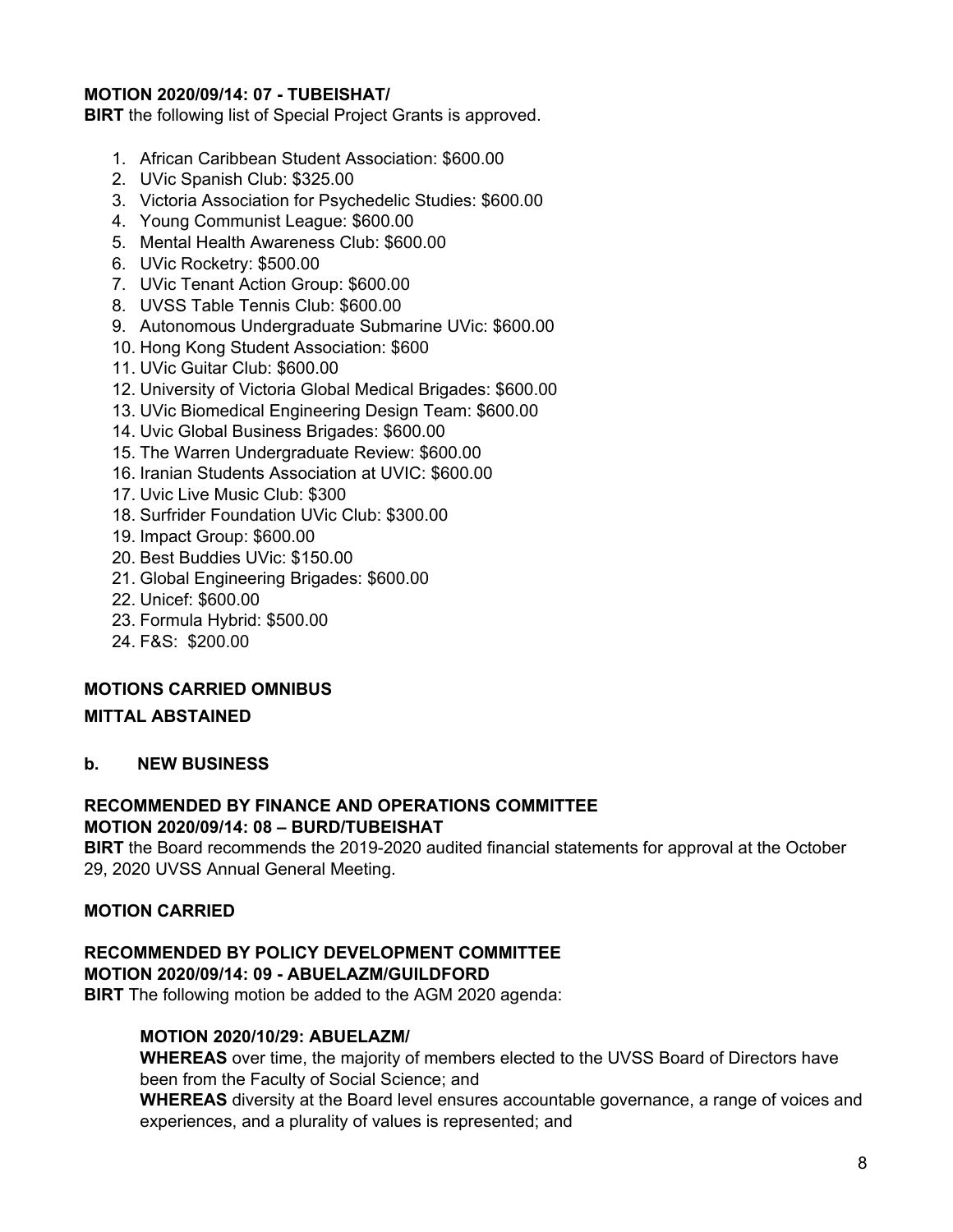**MOTION 2020/09/14: 07 - TUBEISHAT/**
**BIRT** the following list of Special Project Grants is approved.

1. African Caribbean Student Association: $600.00
2. UVic Spanish Club: $325.00
3. Victoria Association for Psychedelic Studies: $600.00
4. Young Communist League: $600.00
5. Mental Health Awareness Club: $600.00
6. UVic Rocketry: $500.00
7. UVic Tenant Action Group: $600.00
8. UVSS Table Tennis Club: $600.00
9. Autonomous Undergraduate Submarine UVic: $600.00
10. Hong Kong Student Association: $600
11. UVic Guitar Club: $600.00
12. University of Victoria Global Medical Brigades: $600.00
13. UVic Biomedical Engineering Design Team: $600.00
14. Uvic Global Business Brigades: $600.00
15. The Warren Undergraduate Review: $600.00
16. Iranian Students Association at UVIC: $600.00
17. Uvic Live Music Club: $300
18. Surfrider Foundation UVic Club: $300.00
19. Impact Group: $600.00
20. Best Buddies UVic: $150.00
21. Global Engineering Brigades: $600.00
22. Unicef: $600.00
23. Formula Hybrid: $500.00
24. F&S: $200.00

**MOTIONS CARRIED OMNIBUS**

**MITTAL ABSTAINED**

**b. NEW BUSINESS**

**RECOMMENDED BY FINANCE AND OPERATIONS COMMITTEE**
**MOTION 2020/09/14: 08 – BURD/TUBEISHAT**
**BIRT** the Board recommends the 2019-2020 audited financial statements for approval at the October 29, 2020 UVSS Annual General Meeting.

**MOTION CARRIED**

**RECOMMENDED BY POLICY DEVELOPMENT COMMITTEE**
**MOTION 2020/09/14: 09 - ABUELAZM/GUILDFORD**
**BIRT** The following motion be added to the AGM 2020 agenda:

> **MOTION 2020/10/29: ABUELAZM/**
> **WHEREAS** over time, the majority of members elected to the UVSS Board of Directors have been from the Faculty of Social Science; and
> **WHEREAS** diversity at the Board level ensures accountable governance, a range of voices and experiences, and a plurality of values is represented; and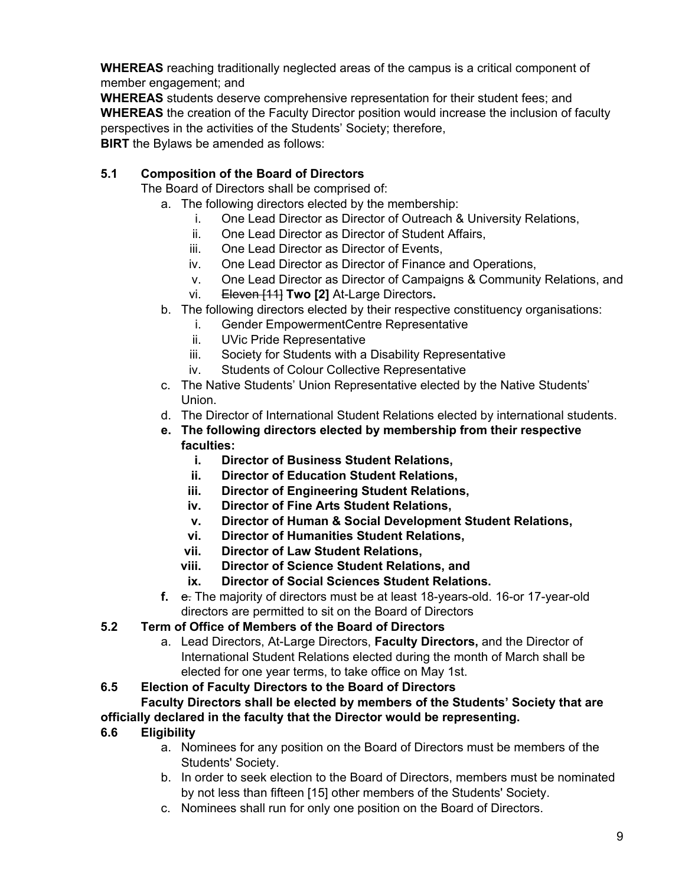**WHEREAS** reaching traditionally neglected areas of the campus is a critical component of member engagement; and
**WHEREAS** students deserve comprehensive representation for their student fees; and
**WHEREAS** the creation of the Faculty Director position would increase the inclusion of faculty perspectives in the activities of the Students' Society; therefore,
**BIRT** the Bylaws be amended as follows:

**5.1 Composition of the Board of Directors**

The Board of Directors shall be comprised of:

a. The following directors elected by the membership:
   i. One Lead Director as Director of Outreach & University Relations,
   ii. One Lead Director as Director of Student Affairs,
   iii. One Lead Director as Director of Events,
   iv. One Lead Director as Director of Finance and Operations,
   v. One Lead Director as Director of Campaigns & Community Relations, and
   vi. ~~Eleven [11]~~ **Two [2]** At-Large Directors**.**

b. The following directors elected by their respective constituency organisations:
   i. Gender EmpowermentCentre Representative
   ii. UVic Pride Representative
   iii. Society for Students with a Disability Representative
   iv. Students of Colour Collective Representative

c. The Native Students' Union Representative elected by the Native Students' Union.

d. The Director of International Student Relations elected by international students.

**e. The following directors elected by membership from their respective faculties:**
   **i. Director of Business Student Relations,**
   **ii. Director of Education Student Relations,**
   **iii. Director of Engineering Student Relations,**
   **iv. Director of Fine Arts Student Relations,**
   **v. Director of Human & Social Development Student Relations,**
   **vi. Director of Humanities Student Relations,**
   **vii. Director of Law Student Relations,**
   **viii. Director of Science Student Relations, and**
   **ix. Director of Social Sciences Student Relations.**

**f.** ~~e.~~ The majority of directors must be at least 18-years-old. 16-or 17-year-old directors are permitted to sit on the Board of Directors

**5.2 Term of Office of Members of the Board of Directors**

a. Lead Directors, At-Large Directors, **Faculty Directors,** and the Director of International Student Relations elected during the month of March shall be elected for one year terms, to take office on May 1st.

**6.5 Election of Faculty Directors to the Board of Directors**

**Faculty Directors shall be elected by members of the Students' Society that are officially declared in the faculty that the Director would be representing.**

**6.6 Eligibility**

a. Nominees for any position on the Board of Directors must be members of the Students' Society.

b. In order to seek election to the Board of Directors, members must be nominated by not less than fifteen [15] other members of the Students' Society.

c. Nominees shall run for only one position on the Board of Directors.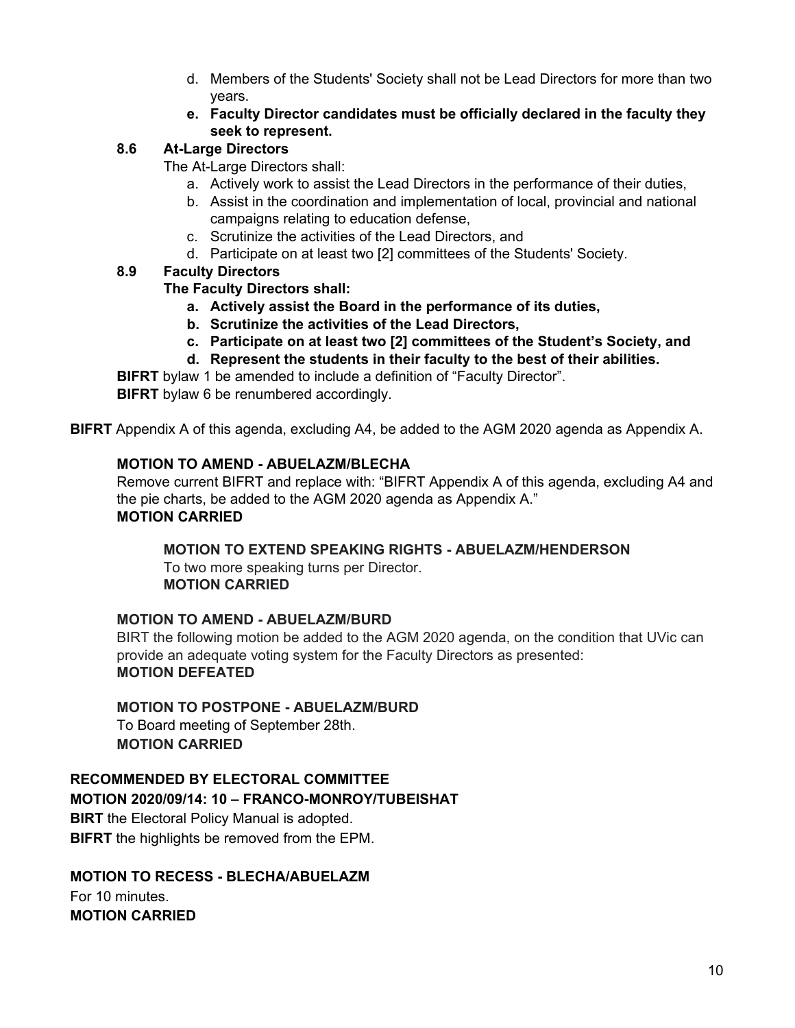d. Members of the Students' Society shall not be Lead Directors for more than two years.

**e. Faculty Director candidates must be officially declared in the faculty they seek to represent.**

**8.6 At-Large Directors**

The At-Large Directors shall:

a. Actively work to assist the Lead Directors in the performance of their duties,

b. Assist in the coordination and implementation of local, provincial and national campaigns relating to education defense,

c. Scrutinize the activities of the Lead Directors, and

d. Participate on at least two [2] committees of the Students' Society.

**8.9 Faculty Directors**

**The Faculty Directors shall:**

**a. Actively assist the Board in the performance of its duties,**

**b. Scrutinize the activities of the Lead Directors,**

**c. Participate on at least two [2] committees of the Student's Society, and**

**d. Represent the students in their faculty to the best of their abilities.**

**BIFRT** bylaw 1 be amended to include a definition of "Faculty Director".

**BIFRT** bylaw 6 be renumbered accordingly.

**BIFRT** Appendix A of this agenda, excluding A4, be added to the AGM 2020 agenda as Appendix A.

**MOTION TO AMEND - ABUELAZM/BLECHA**

Remove current BIFRT and replace with: "BIFRT Appendix A of this agenda, excluding A4 and the pie charts, be added to the AGM 2020 agenda as Appendix A."

**MOTION CARRIED**

**MOTION TO EXTEND SPEAKING RIGHTS - ABUELAZM/HENDERSON**

To two more speaking turns per Director.

**MOTION CARRIED**

**MOTION TO AMEND - ABUELAZM/BURD**

BIRT the following motion be added to the AGM 2020 agenda, on the condition that UVic can provide an adequate voting system for the Faculty Directors as presented:

**MOTION DEFEATED**

**MOTION TO POSTPONE - ABUELAZM/BURD**

To Board meeting of September 28th.

**MOTION CARRIED**

**RECOMMENDED BY ELECTORAL COMMITTEE**

**MOTION 2020/09/14: 10 – FRANCO-MONROY/TUBEISHAT**

**BIRT** the Electoral Policy Manual is adopted.

**BIFRT** the highlights be removed from the EPM.

**MOTION TO RECESS - BLECHA/ABUELAZM**

For 10 minutes.

**MOTION CARRIED**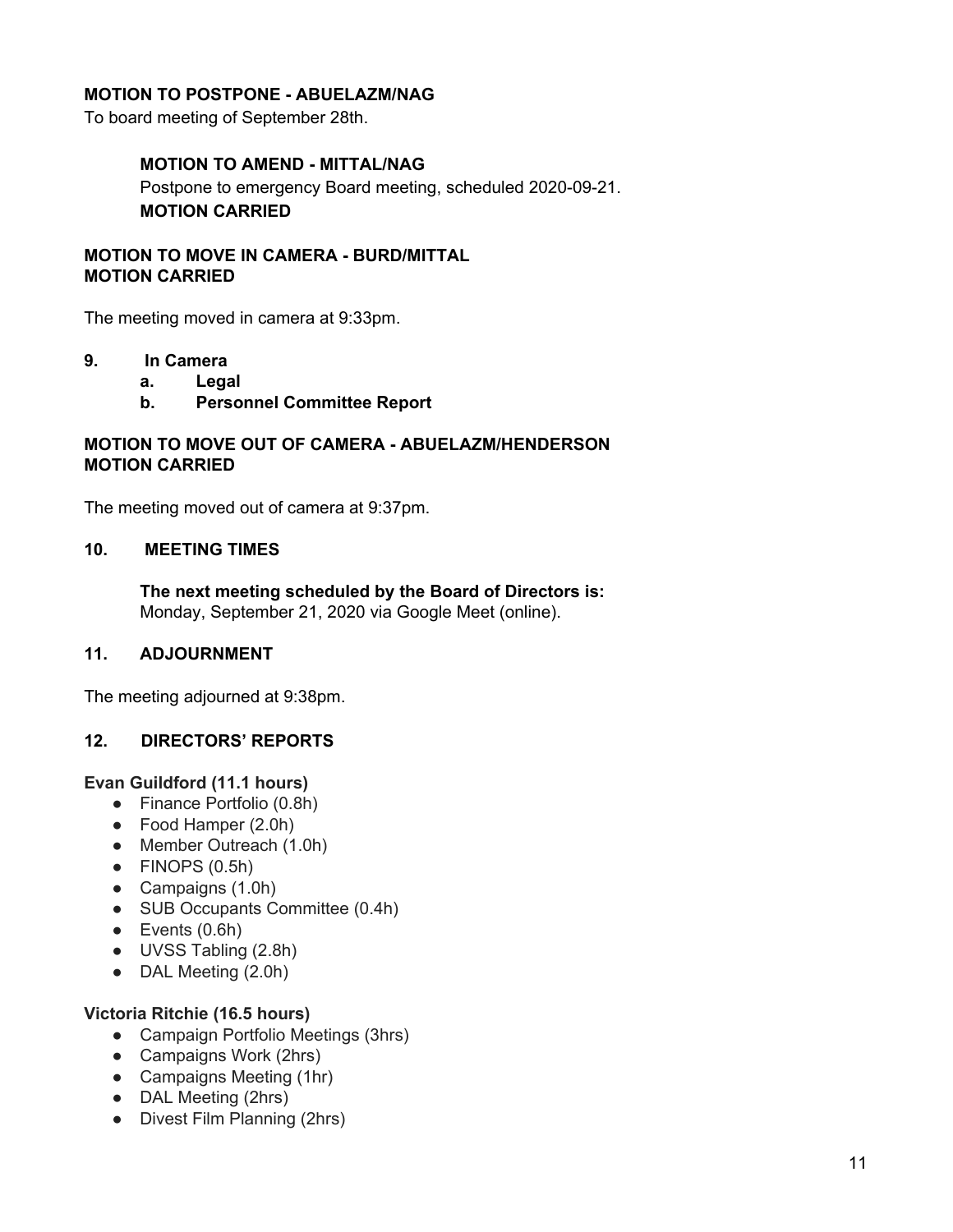**MOTION TO POSTPONE - ABUELAZM/NAG**
To board meeting of September 28th.

> **MOTION TO AMEND - MITTAL/NAG**
> Postpone to emergency Board meeting, scheduled 2020-09-21.
> **MOTION CARRIED**

**MOTION TO MOVE IN CAMERA - BURD/MITTAL**
**MOTION CARRIED**

The meeting moved in camera at 9:33pm.

**9. In Camera**

- **a. Legal**
- **b. Personnel Committee Report**

**MOTION TO MOVE OUT OF CAMERA - ABUELAZM/HENDERSON**
**MOTION CARRIED**

The meeting moved out of camera at 9:37pm.

**10. MEETING TIMES**

**The next meeting scheduled by the Board of Directors is:**
Monday, September 21, 2020 via Google Meet (online).

**11. ADJOURNMENT**

The meeting adjourned at 9:38pm.

**12. DIRECTORS' REPORTS**

**Evan Guildford (11.1 hours)**

- Finance Portfolio (0.8h)
- Food Hamper (2.0h)
- Member Outreach (1.0h)
- FINOPS (0.5h)
- Campaigns (1.0h)
- SUB Occupants Committee (0.4h)
- Events (0.6h)
- UVSS Tabling (2.8h)
- DAL Meeting (2.0h)

**Victoria Ritchie (16.5 hours)**

- Campaign Portfolio Meetings (3hrs)
- Campaigns Work (2hrs)
- Campaigns Meeting (1hr)
- DAL Meeting (2hrs)
- Divest Film Planning (2hrs)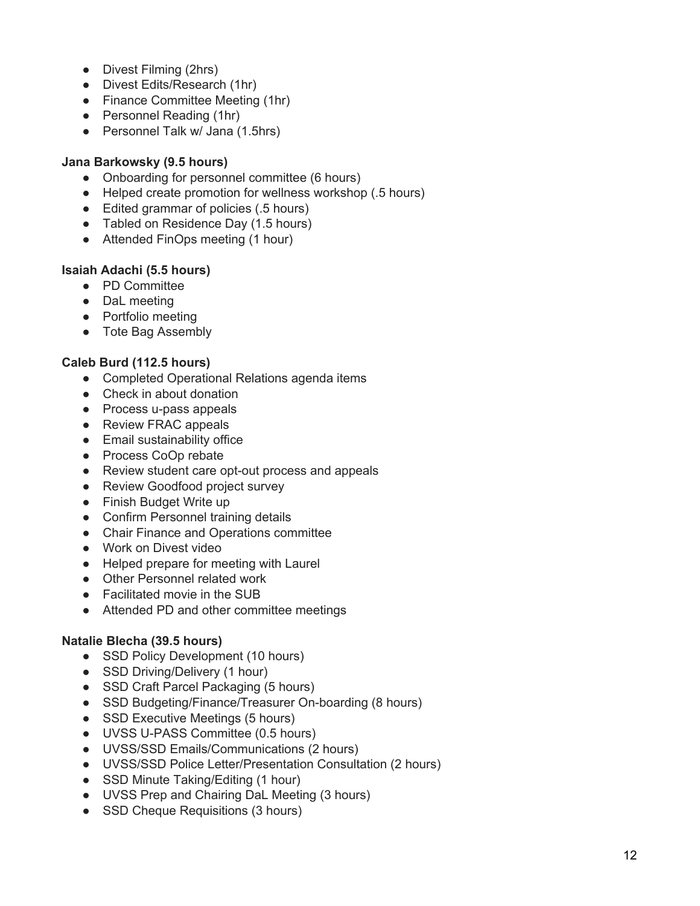- Divest Filming (2hrs)
- Divest Edits/Research (1hr)
- Finance Committee Meeting (1hr)
- Personnel Reading (1hr)
- Personnel Talk w/ Jana (1.5hrs)

**Jana Barkowsky (9.5 hours)**

- Onboarding for personnel committee (6 hours)
- Helped create promotion for wellness workshop (.5 hours)
- Edited grammar of policies (.5 hours)
- Tabled on Residence Day (1.5 hours)
- Attended FinOps meeting (1 hour)

**Isaiah Adachi (5.5 hours)**

- PD Committee
- DaL meeting
- Portfolio meeting
- Tote Bag Assembly

**Caleb Burd (112.5 hours)**

- Completed Operational Relations agenda items
- Check in about donation
- Process u-pass appeals
- Review FRAC appeals
- Email sustainability office
- Process CoOp rebate
- Review student care opt-out process and appeals
- Review Goodfood project survey
- Finish Budget Write up
- Confirm Personnel training details
- Chair Finance and Operations committee
- Work on Divest video
- Helped prepare for meeting with Laurel
- Other Personnel related work
- Facilitated movie in the SUB
- Attended PD and other committee meetings

**Natalie Blecha (39.5 hours)**

- SSD Policy Development (10 hours)
- SSD Driving/Delivery (1 hour)
- SSD Craft Parcel Packaging (5 hours)
- SSD Budgeting/Finance/Treasurer On-boarding (8 hours)
- SSD Executive Meetings (5 hours)
- UVSS U-PASS Committee (0.5 hours)
- UVSS/SSD Emails/Communications (2 hours)
- UVSS/SSD Police Letter/Presentation Consultation (2 hours)
- SSD Minute Taking/Editing (1 hour)
- UVSS Prep and Chairing DaL Meeting (3 hours)
- SSD Cheque Requisitions (3 hours)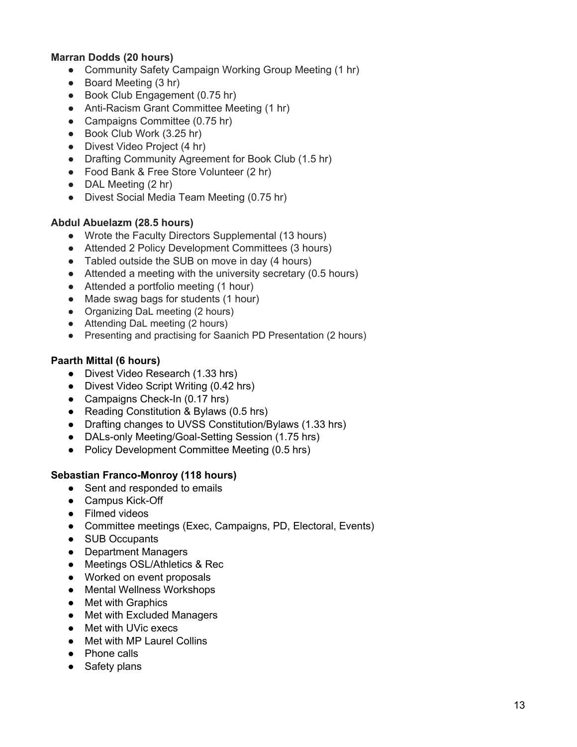**Marran Dodds (20 hours)**

- Community Safety Campaign Working Group Meeting (1 hr)
- Board Meeting (3 hr)
- Book Club Engagement (0.75 hr)
- Anti-Racism Grant Committee Meeting (1 hr)
- Campaigns Committee (0.75 hr)
- Book Club Work (3.25 hr)
- Divest Video Project (4 hr)
- Drafting Community Agreement for Book Club (1.5 hr)
- Food Bank & Free Store Volunteer (2 hr)
- DAL Meeting (2 hr)
- Divest Social Media Team Meeting (0.75 hr)

**Abdul Abuelazm (28.5 hours)**

- Wrote the Faculty Directors Supplemental (13 hours)
- Attended 2 Policy Development Committees (3 hours)
- Tabled outside the SUB on move in day (4 hours)
- Attended a meeting with the university secretary (0.5 hours)
- Attended a portfolio meeting (1 hour)
- Made swag bags for students (1 hour)
- Organizing DaL meeting (2 hours)
- Attending DaL meeting (2 hours)
- Presenting and practising for Saanich PD Presentation (2 hours)

**Paarth Mittal (6 hours)**

- Divest Video Research (1.33 hrs)
- Divest Video Script Writing (0.42 hrs)
- Campaigns Check-In (0.17 hrs)
- Reading Constitution & Bylaws (0.5 hrs)
- Drafting changes to UVSS Constitution/Bylaws (1.33 hrs)
- DALs-only Meeting/Goal-Setting Session (1.75 hrs)
- Policy Development Committee Meeting (0.5 hrs)

**Sebastian Franco-Monroy (118 hours)**

- Sent and responded to emails
- Campus Kick-Off
- Filmed videos
- Committee meetings (Exec, Campaigns, PD, Electoral, Events)
- SUB Occupants
- Department Managers
- Meetings OSL/Athletics & Rec
- Worked on event proposals
- Mental Wellness Workshops
- Met with Graphics
- Met with Excluded Managers
- Met with UVic execs
- Met with MP Laurel Collins
- Phone calls
- Safety plans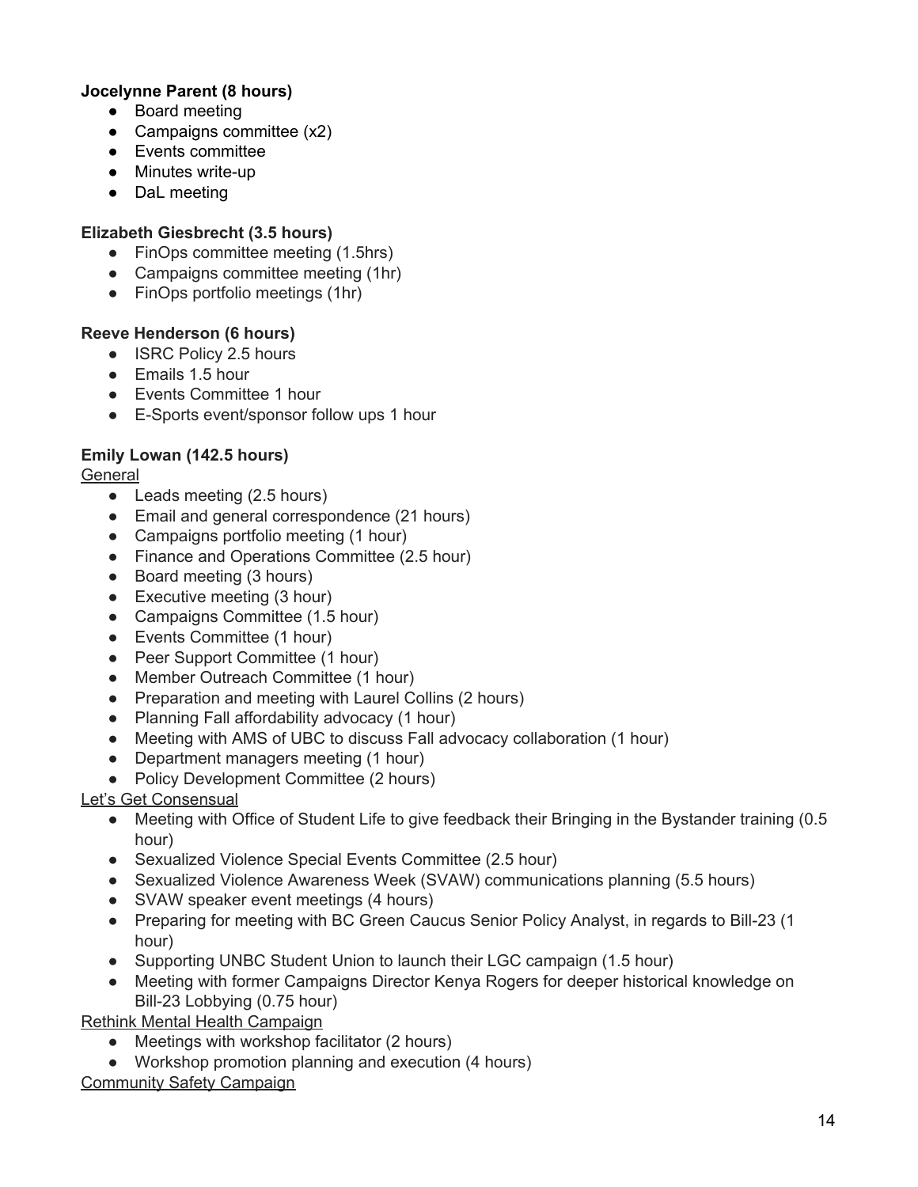**Jocelynne Parent (8 hours)**

- Board meeting
- Campaigns committee (x2)
- Events committee
- Minutes write-up
- DaL meeting

**Elizabeth Giesbrecht (3.5 hours)**

- FinOps committee meeting (1.5hrs)
- Campaigns committee meeting (1hr)
- FinOps portfolio meetings (1hr)

**Reeve Henderson (6 hours)**

- ISRC Policy 2.5 hours
- Emails 1.5 hour
- Events Committee 1 hour
- E-Sports event/sponsor follow ups 1 hour

**Emily Lowan (142.5 hours)**

<u>General</u>

- Leads meeting (2.5 hours)
- Email and general correspondence (21 hours)
- Campaigns portfolio meeting (1 hour)
- Finance and Operations Committee (2.5 hour)
- Board meeting (3 hours)
- Executive meeting (3 hour)
- Campaigns Committee (1.5 hour)
- Events Committee (1 hour)
- Peer Support Committee (1 hour)
- Member Outreach Committee (1 hour)
- Preparation and meeting with Laurel Collins (2 hours)
- Planning Fall affordability advocacy (1 hour)
- Meeting with AMS of UBC to discuss Fall advocacy collaboration (1 hour)
- Department managers meeting (1 hour)
- Policy Development Committee (2 hours)

<u>Let's Get Consensual</u>

- Meeting with Office of Student Life to give feedback their Bringing in the Bystander training (0.5 hour)
- Sexualized Violence Special Events Committee (2.5 hour)
- Sexualized Violence Awareness Week (SVAW) communications planning (5.5 hours)
- SVAW speaker event meetings (4 hours)
- Preparing for meeting with BC Green Caucus Senior Policy Analyst, in regards to Bill-23 (1 hour)
- Supporting UNBC Student Union to launch their LGC campaign (1.5 hour)
- Meeting with former Campaigns Director Kenya Rogers for deeper historical knowledge on Bill-23 Lobbying (0.75 hour)

<u>Rethink Mental Health Campaign</u>

- Meetings with workshop facilitator (2 hours)
- Workshop promotion planning and execution (4 hours)

<u>Community Safety Campaign</u>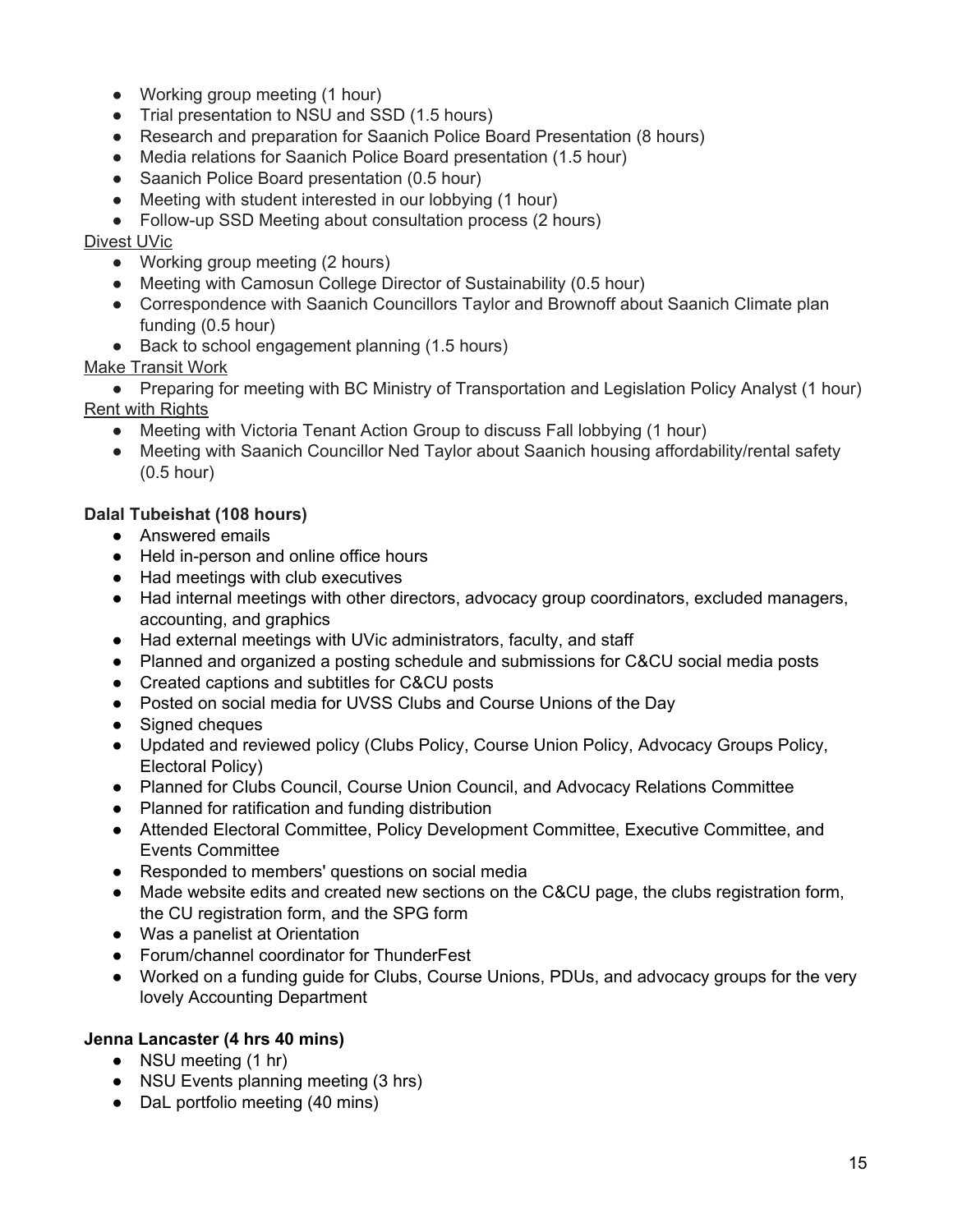- Working group meeting (1 hour)
- Trial presentation to NSU and SSD (1.5 hours)
- Research and preparation for Saanich Police Board Presentation (8 hours)
- Media relations for Saanich Police Board presentation (1.5 hour)
- Saanich Police Board presentation (0.5 hour)
- Meeting with student interested in our lobbying (1 hour)
- Follow-up SSD Meeting about consultation process (2 hours)

<u>Divest UVic</u>

- Working group meeting (2 hours)
- Meeting with Camosun College Director of Sustainability (0.5 hour)
- Correspondence with Saanich Councillors Taylor and Brownoff about Saanich Climate plan funding (0.5 hour)
- Back to school engagement planning (1.5 hours)

<u>Make Transit Work</u>

- Preparing for meeting with BC Ministry of Transportation and Legislation Policy Analyst (1 hour)

<u>Rent with Rights</u>

- Meeting with Victoria Tenant Action Group to discuss Fall lobbying (1 hour)
- Meeting with Saanich Councillor Ned Taylor about Saanich housing affordability/rental safety (0.5 hour)

**Dalal Tubeishat (108 hours)**

- Answered emails
- Held in-person and online office hours
- Had meetings with club executives
- Had internal meetings with other directors, advocacy group coordinators, excluded managers, accounting, and graphics
- Had external meetings with UVic administrators, faculty, and staff
- Planned and organized a posting schedule and submissions for C&CU social media posts
- Created captions and subtitles for C&CU posts
- Posted on social media for UVSS Clubs and Course Unions of the Day
- Signed cheques
- Updated and reviewed policy (Clubs Policy, Course Union Policy, Advocacy Groups Policy, Electoral Policy)
- Planned for Clubs Council, Course Union Council, and Advocacy Relations Committee
- Planned for ratification and funding distribution
- Attended Electoral Committee, Policy Development Committee, Executive Committee, and Events Committee
- Responded to members' questions on social media
- Made website edits and created new sections on the C&CU page, the clubs registration form, the CU registration form, and the SPG form
- Was a panelist at Orientation
- Forum/channel coordinator for ThunderFest
- Worked on a funding guide for Clubs, Course Unions, PDUs, and advocacy groups for the very lovely Accounting Department

**Jenna Lancaster (4 hrs 40 mins)**

- NSU meeting (1 hr)
- NSU Events planning meeting (3 hrs)
- DaL portfolio meeting (40 mins)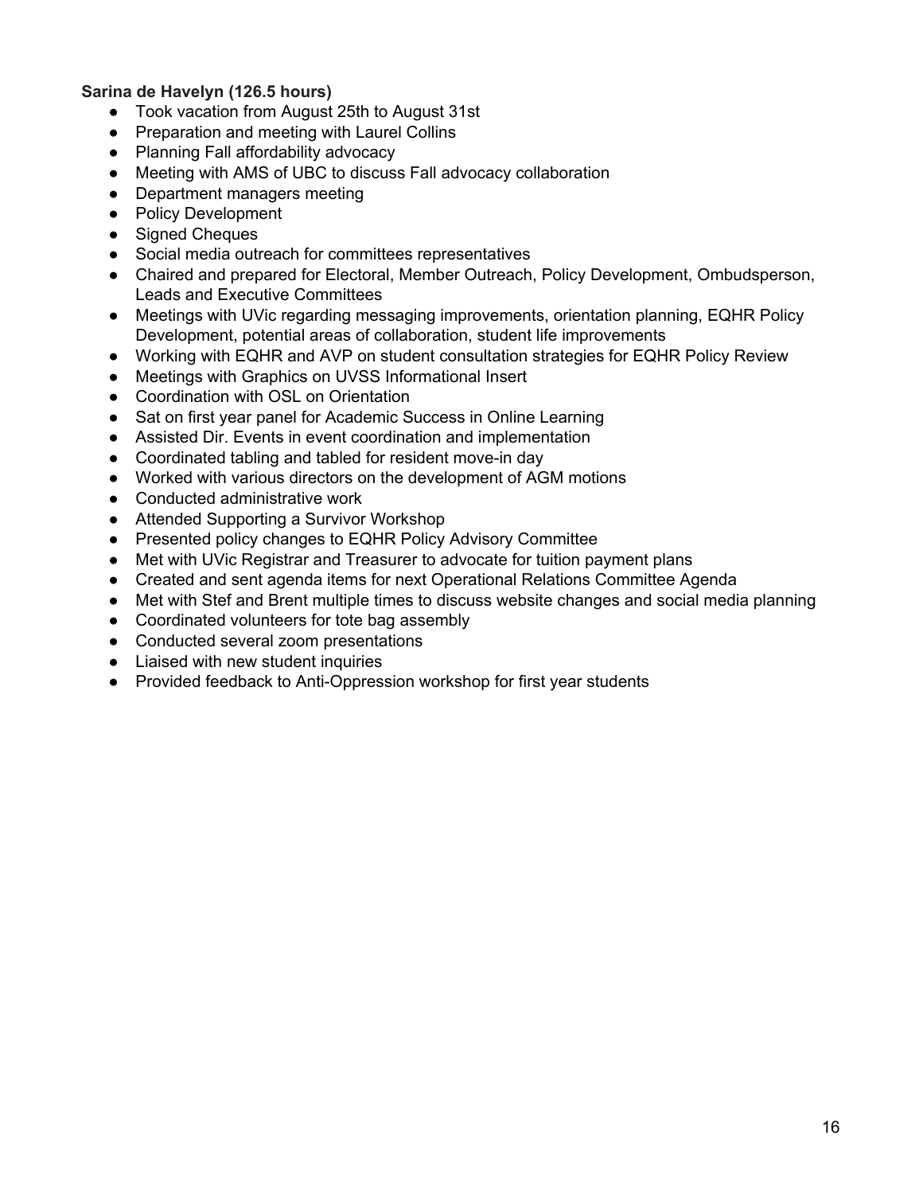**Sarina de Havelyn (126.5 hours)**

- Took vacation from August 25th to August 31st
- Preparation and meeting with Laurel Collins
- Planning Fall affordability advocacy
- Meeting with AMS of UBC to discuss Fall advocacy collaboration
- Department managers meeting
- Policy Development
- Signed Cheques
- Social media outreach for committees representatives
- Chaired and prepared for Electoral, Member Outreach, Policy Development, Ombudsperson, Leads and Executive Committees
- Meetings with UVic regarding messaging improvements, orientation planning, EQHR Policy Development, potential areas of collaboration, student life improvements
- Working with EQHR and AVP on student consultation strategies for EQHR Policy Review
- Meetings with Graphics on UVSS Informational Insert
- Coordination with OSL on Orientation
- Sat on first year panel for Academic Success in Online Learning
- Assisted Dir. Events in event coordination and implementation
- Coordinated tabling and tabled for resident move-in day
- Worked with various directors on the development of AGM motions
- Conducted administrative work
- Attended Supporting a Survivor Workshop
- Presented policy changes to EQHR Policy Advisory Committee
- Met with UVic Registrar and Treasurer to advocate for tuition payment plans
- Created and sent agenda items for next Operational Relations Committee Agenda
- Met with Stef and Brent multiple times to discuss website changes and social media planning
- Coordinated volunteers for tote bag assembly
- Conducted several zoom presentations
- Liaised with new student inquiries
- Provided feedback to Anti-Oppression workshop for first year students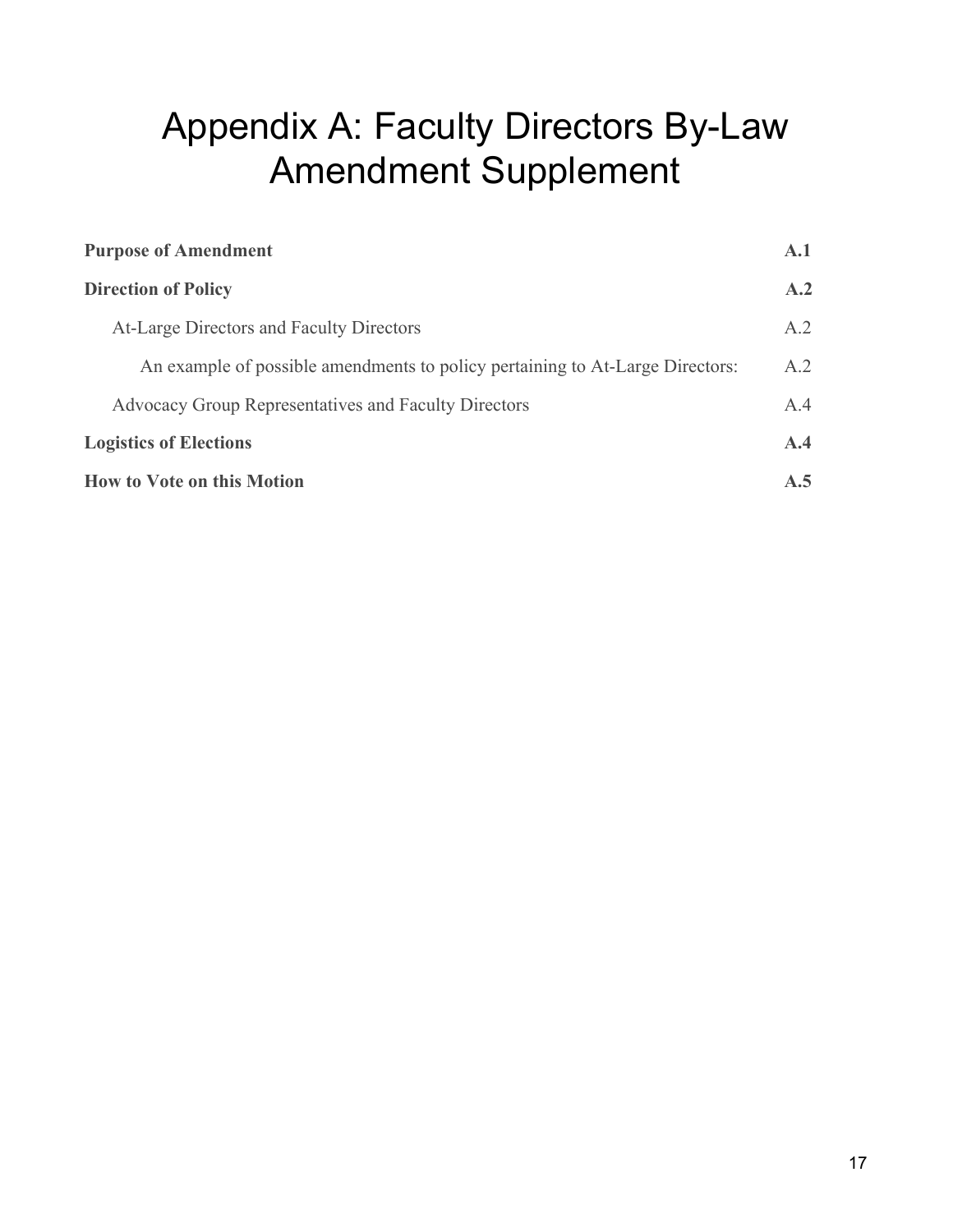# Appendix A: Faculty Directors By-Law Amendment Supplement

| | |
|---|---|
| **Purpose of Amendment** | **A.1** |
| **Direction of Policy** | **A.2** |
| At-Large Directors and Faculty Directors | A.2 |
| An example of possible amendments to policy pertaining to At-Large Directors: | A.2 |
| Advocacy Group Representatives and Faculty Directors | A.4 |
| **Logistics of Elections** | **A.4** |
| **How to Vote on this Motion** | **A.5** |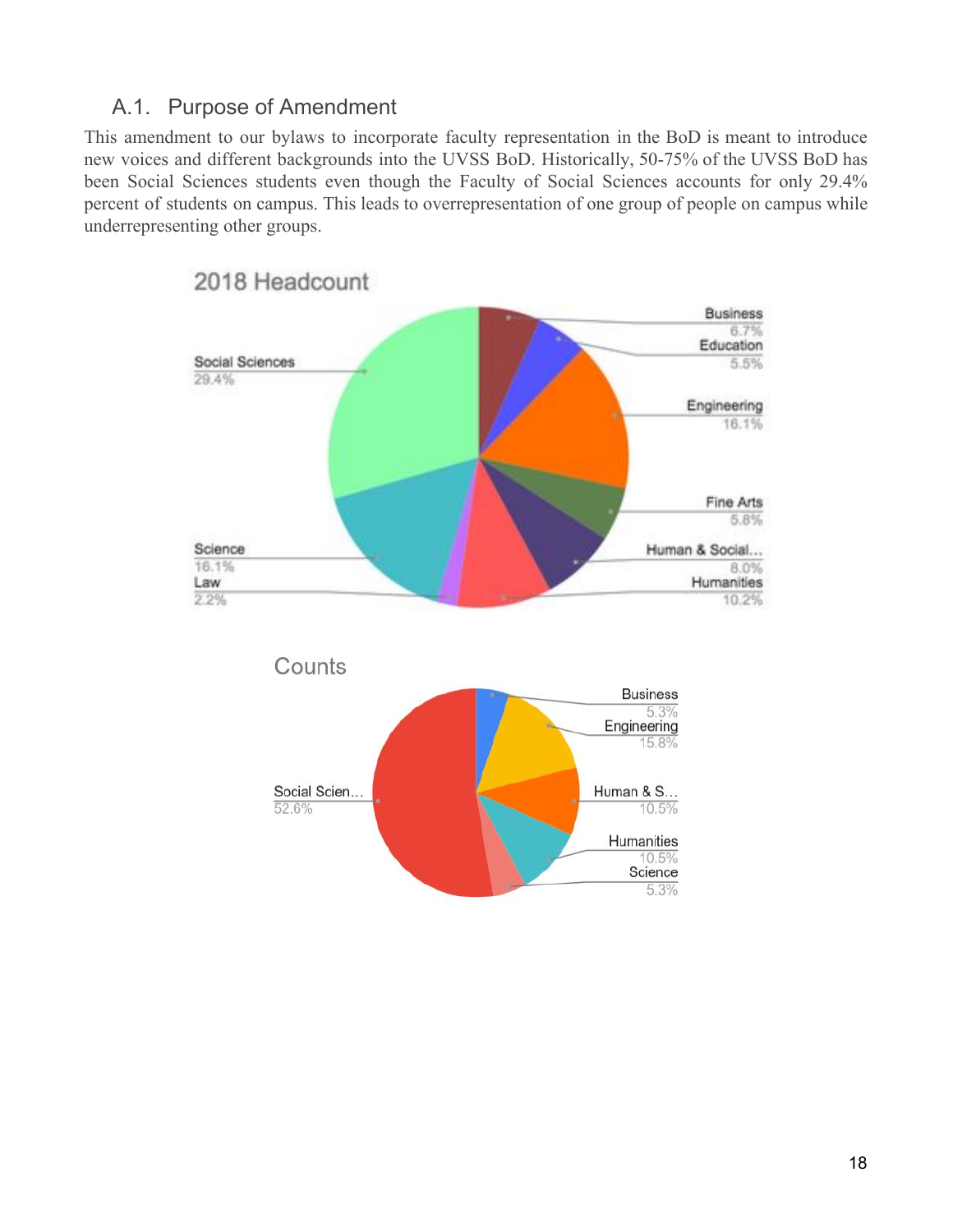### A.1. Purpose of Amendment

This amendment to our bylaws to incorporate faculty representation in the BoD is meant to introduce new voices and different backgrounds into the UVSS BoD. Historically, 50-75% of the UVSS BoD has been Social Sciences students even though the Faculty of Social Sciences accounts for only 29.4% percent of students on campus. This leads to overrepresentation of one group of people on campus while underrepresenting other groups.

**2018 Headcount**

| Faculty | Percentage |
|---|---|
| Business | 6.7% |
| Education | 5.5% |
| Engineering | 16.1% |
| Fine Arts | 5.8% |
| Human & Social... | 8.0% |
| Humanities | 10.2% |
| Law | 2.2% |
| Science | 16.1% |
| Social Sciences | 29.4% |

**Counts**

| Faculty | Percentage |
|---|---|
| Business | 5.3% |
| Engineering | 15.8% |
| Human & S... | 10.5% |
| Humanities | 10.5% |
| Science | 5.3% |
| Social Scien... | 52.6% |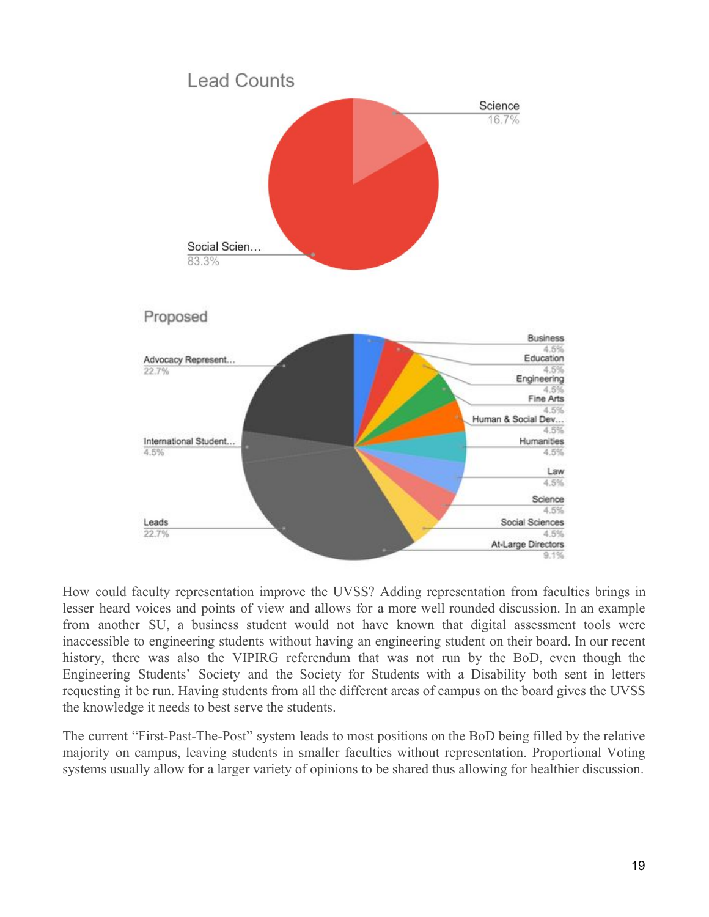## Lead Counts

Science 16.7%

Social Scien... 83.3%

## Proposed

| Category | Share |
| --- | --- |
| Business | 4.5% |
| Education | 4.5% |
| Engineering | 4.5% |
| Fine Arts | 4.5% |
| Human & Social Dev... | 4.5% |
| Humanities | 4.5% |
| Law | 4.5% |
| Science | 4.5% |
| Social Sciences | 4.5% |
| At-Large Directors | 9.1% |
| Leads | 22.7% |
| International Student... | 4.5% |
| Advocacy Represent... | 22.7% |

How could faculty representation improve the UVSS? Adding representation from faculties brings in lesser heard voices and points of view and allows for a more well rounded discussion. In an example from another SU, a business student would not have known that digital assessment tools were inaccessible to engineering students without having an engineering student on their board. In our recent history, there was also the VIPIRG referendum that was not run by the BoD, even though the Engineering Students' Society and the Society for Students with a Disability both sent in letters requesting it be run. Having students from all the different areas of campus on the board gives the UVSS the knowledge it needs to best serve the students.

The current "First-Past-The-Post" system leads to most positions on the BoD being filled by the relative majority on campus, leaving students in smaller faculties without representation. Proportional Voting systems usually allow for a larger variety of opinions to be shared thus allowing for healthier discussion.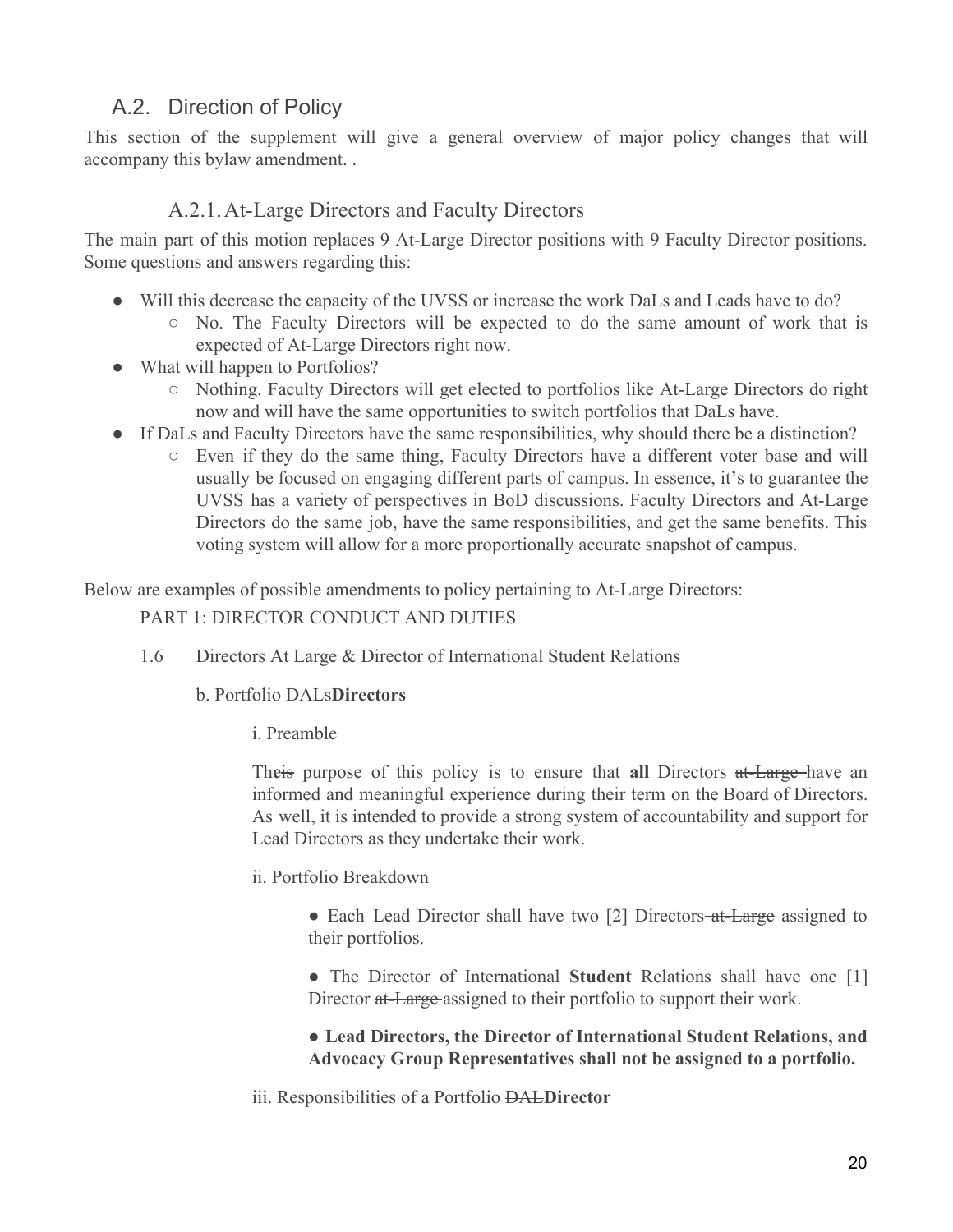## A.2. Direction of Policy

This section of the supplement will give a general overview of major policy changes that will accompany this bylaw amendment. .

### A.2.1. At-Large Directors and Faculty Directors

The main part of this motion replaces 9 At-Large Director positions with 9 Faculty Director positions. Some questions and answers regarding this:

- Will this decrease the capacity of the UVSS or increase the work DaLs and Leads have to do?
  - No. The Faculty Directors will be expected to do the same amount of work that is expected of At-Large Directors right now.
- What will happen to Portfolios?
  - Nothing. Faculty Directors will get elected to portfolios like At-Large Directors do right now and will have the same opportunities to switch portfolios that DaLs have.
- If DaLs and Faculty Directors have the same responsibilities, why should there be a distinction?
  - Even if they do the same thing, Faculty Directors have a different voter base and will usually be focused on engaging different parts of campus. In essence, it's to guarantee the UVSS has a variety of perspectives in BoD discussions. Faculty Directors and At-Large Directors do the same job, have the same responsibilities, and get the same benefits. This voting system will allow for a more proportionally accurate snapshot of campus.

Below are examples of possible amendments to policy pertaining to At-Large Directors:

PART 1: DIRECTOR CONDUCT AND DUTIES

1.6 Directors At Large & Director of International Student Relations

b. Portfolio ~~DALs~~**Directors**

i. Preamble

Th~~is~~**e** purpose of this policy is to ensure that **all** Directors ~~at-Large~~ have an informed and meaningful experience during their term on the Board of Directors. As well, it is intended to provide a strong system of accountability and support for Lead Directors as they undertake their work.

ii. Portfolio Breakdown

- Each Lead Director shall have two [2] Directors ~~at-Large~~ assigned to their portfolios.
- The Director of International **Student** Relations shall have one [1] Director ~~at-Large~~ assigned to their portfolio to support their work.
- **Lead Directors, the Director of International Student Relations, and Advocacy Group Representatives shall not be assigned to a portfolio.**

iii. Responsibilities of a Portfolio ~~DAL~~**Director**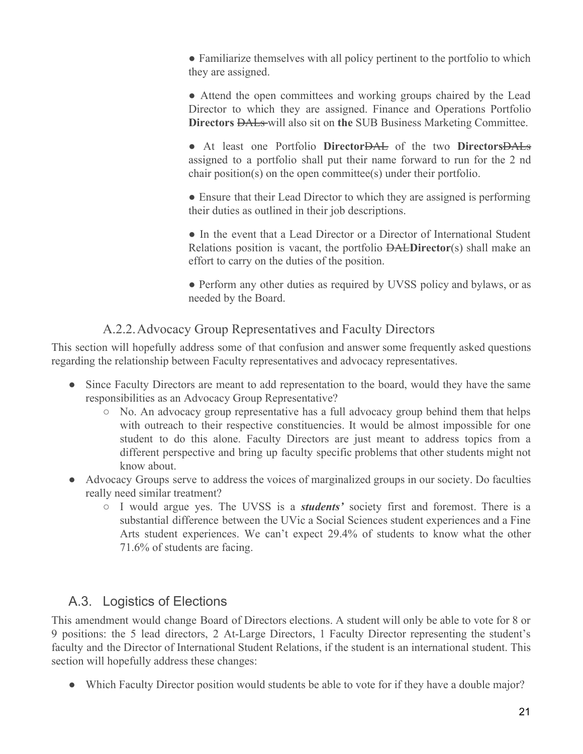● Familiarize themselves with all policy pertinent to the portfolio to which they are assigned.

● Attend the open committees and working groups chaired by the Lead Director to which they are assigned. Finance and Operations Portfolio **Directors** ~~DALs~~ will also sit on **the** SUB Business Marketing Committee.

● At least one Portfolio **Director**~~DAL~~ of the two **Directors**~~DALs~~ assigned to a portfolio shall put their name forward to run for the 2 nd chair position(s) on the open committee(s) under their portfolio.

● Ensure that their Lead Director to which they are assigned is performing their duties as outlined in their job descriptions.

● In the event that a Lead Director or a Director of International Student Relations position is vacant, the portfolio ~~DAL~~**Director**(s) shall make an effort to carry on the duties of the position.

● Perform any other duties as required by UVSS policy and bylaws, or as needed by the Board.

### A.2.2. Advocacy Group Representatives and Faculty Directors

This section will hopefully address some of that confusion and answer some frequently asked questions regarding the relationship between Faculty representatives and advocacy representatives.

- Since Faculty Directors are meant to add representation to the board, would they have the same responsibilities as an Advocacy Group Representative?
  - No. An advocacy group representative has a full advocacy group behind them that helps with outreach to their respective constituencies. It would be almost impossible for one student to do this alone. Faculty Directors are just meant to address topics from a different perspective and bring up faculty specific problems that other students might not know about.
- Advocacy Groups serve to address the voices of marginalized groups in our society. Do faculties really need similar treatment?
  - I would argue yes. The UVSS is a ***students'*** society first and foremost. There is a substantial difference between the UVic a Social Sciences student experiences and a Fine Arts student experiences. We can't expect 29.4% of students to know what the other 71.6% of students are facing.

## A.3. Logistics of Elections

This amendment would change Board of Directors elections. A student will only be able to vote for 8 or 9 positions: the 5 lead directors, 2 At-Large Directors, 1 Faculty Director representing the student's faculty and the Director of International Student Relations, if the student is an international student. This section will hopefully address these changes:

- Which Faculty Director position would students be able to vote for if they have a double major?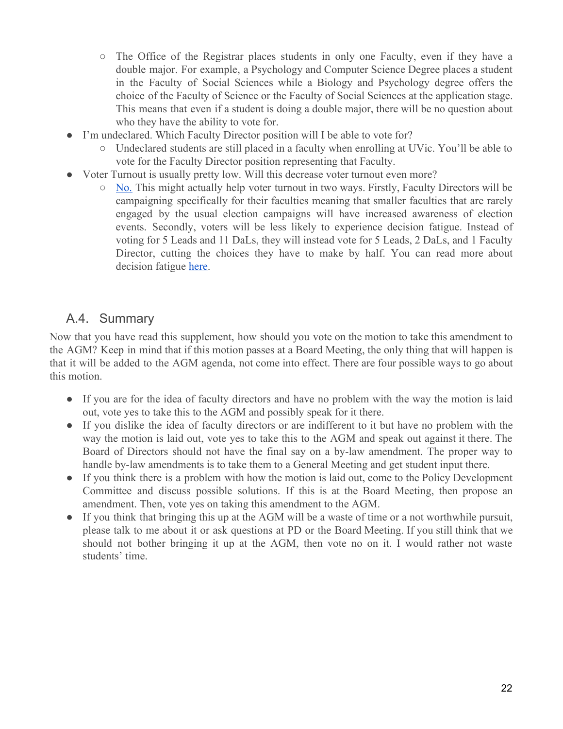- The Office of the Registrar places students in only one Faculty, even if they have a double major. For example, a Psychology and Computer Science Degree places a student in the Faculty of Social Sciences while a Biology and Psychology degree offers the choice of the Faculty of Science or the Faculty of Social Sciences at the application stage. This means that even if a student is doing a double major, there will be no question about who they have the ability to vote for.
- I'm undeclared. Which Faculty Director position will I be able to vote for?
    - Undeclared students are still placed in a faculty when enrolling at UVic. You'll be able to vote for the Faculty Director position representing that Faculty.
- Voter Turnout is usually pretty low. Will this decrease voter turnout even more?
    - No. This might actually help voter turnout in two ways. Firstly, Faculty Directors will be campaigning specifically for their faculties meaning that smaller faculties that are rarely engaged by the usual election campaigns will have increased awareness of election events. Secondly, voters will be less likely to experience decision fatigue. Instead of voting for 5 Leads and 11 DaLs, they will instead vote for 5 Leads, 2 DaLs, and 1 Faculty Director, cutting the choices they have to make by half. You can read more about decision fatigue here.

## A.4. Summary

Now that you have read this supplement, how should you vote on the motion to take this amendment to the AGM? Keep in mind that if this motion passes at a Board Meeting, the only thing that will happen is that it will be added to the AGM agenda, not come into effect. There are four possible ways to go about this motion.

- If you are for the idea of faculty directors and have no problem with the way the motion is laid out, vote yes to take this to the AGM and possibly speak for it there.
- If you dislike the idea of faculty directors or are indifferent to it but have no problem with the way the motion is laid out, vote yes to take this to the AGM and speak out against it there. The Board of Directors should not have the final say on a by-law amendment. The proper way to handle by-law amendments is to take them to a General Meeting and get student input there.
- If you think there is a problem with how the motion is laid out, come to the Policy Development Committee and discuss possible solutions. If this is at the Board Meeting, then propose an amendment. Then, vote yes on taking this amendment to the AGM.
- If you think that bringing this up at the AGM will be a waste of time or a not worthwhile pursuit, please talk to me about it or ask questions at PD or the Board Meeting. If you still think that we should not bother bringing it up at the AGM, then vote no on it. I would rather not waste students' time.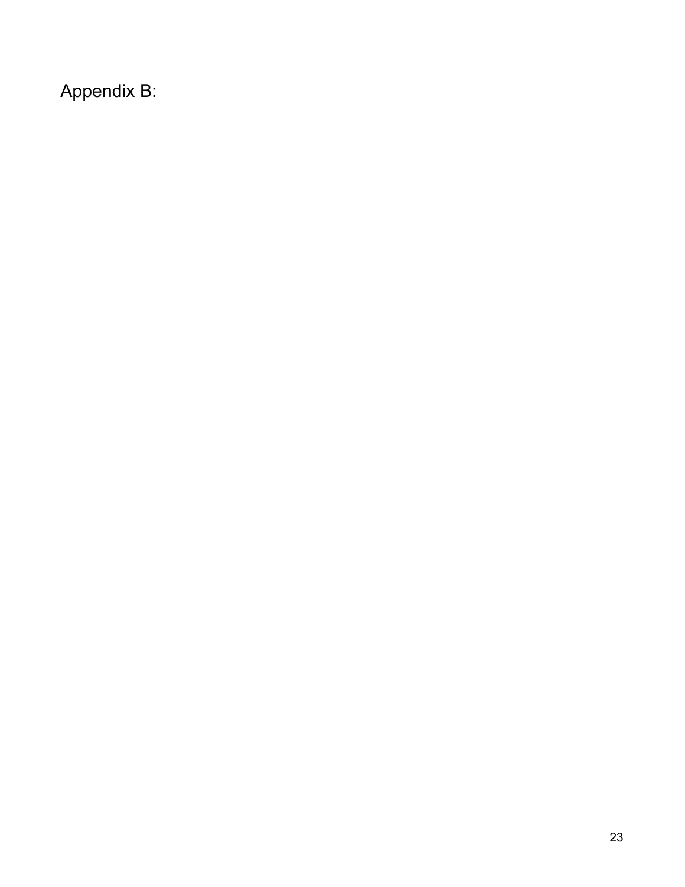Appendix B: